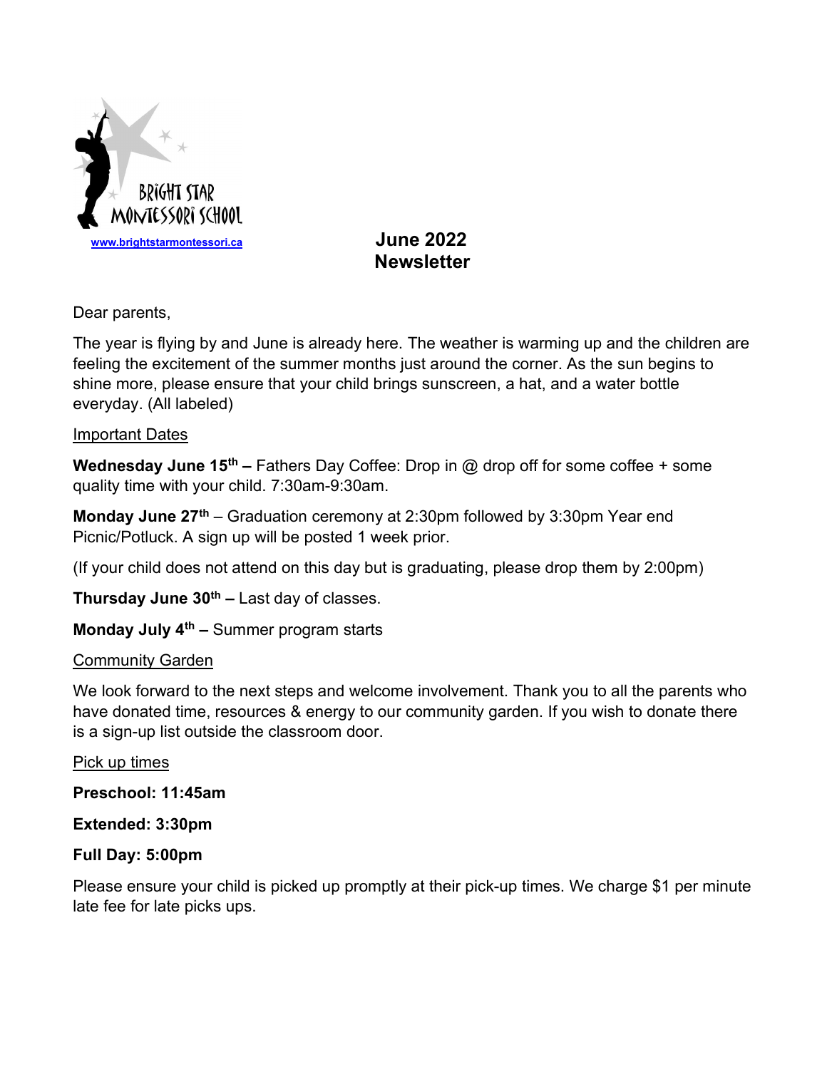BRIGHT STAR MONTESSORI SCHOOL

www.brightstarmontessori.ca

# June 2022 Newsletter

Dear parents,

The year is flying by and June is already here. The weather is warming up and the children are feeling the excitement of the summer months just around the corner. As the sun begins to shine more, please ensure that your child brings sunscreen, a hat, and a water bottle everyday. (All labeled)

## Important Dates

**Wednesday June 15th –** Fathers Day Coffee: Drop in @ drop off for some coffee + some quality time with your child. 7:30am-9:30am.

**Monday June 27th** – Graduation ceremony at 2:30pm followed by 3:30pm Year end Picnic/Potluck. A sign up will be posted 1 week prior.

(If your child does not attend on this day but is graduating, please drop them by 2:00pm)

**Thursday June 30th –** Last day of classes.

**Monday July 4th –** Summer program starts

## Community Garden

We look forward to the next steps and welcome involvement. Thank you to all the parents who have donated time, resources & energy to our community garden. If you wish to donate there is a sign-up list outside the classroom door.

## Pick up times

**Preschool: 11:45am**

**Extended: 3:30pm**

**Full Day: 5:00pm**

Please ensure your child is picked up promptly at their pick-up times. We charge $1 per minute late fee for late picks ups.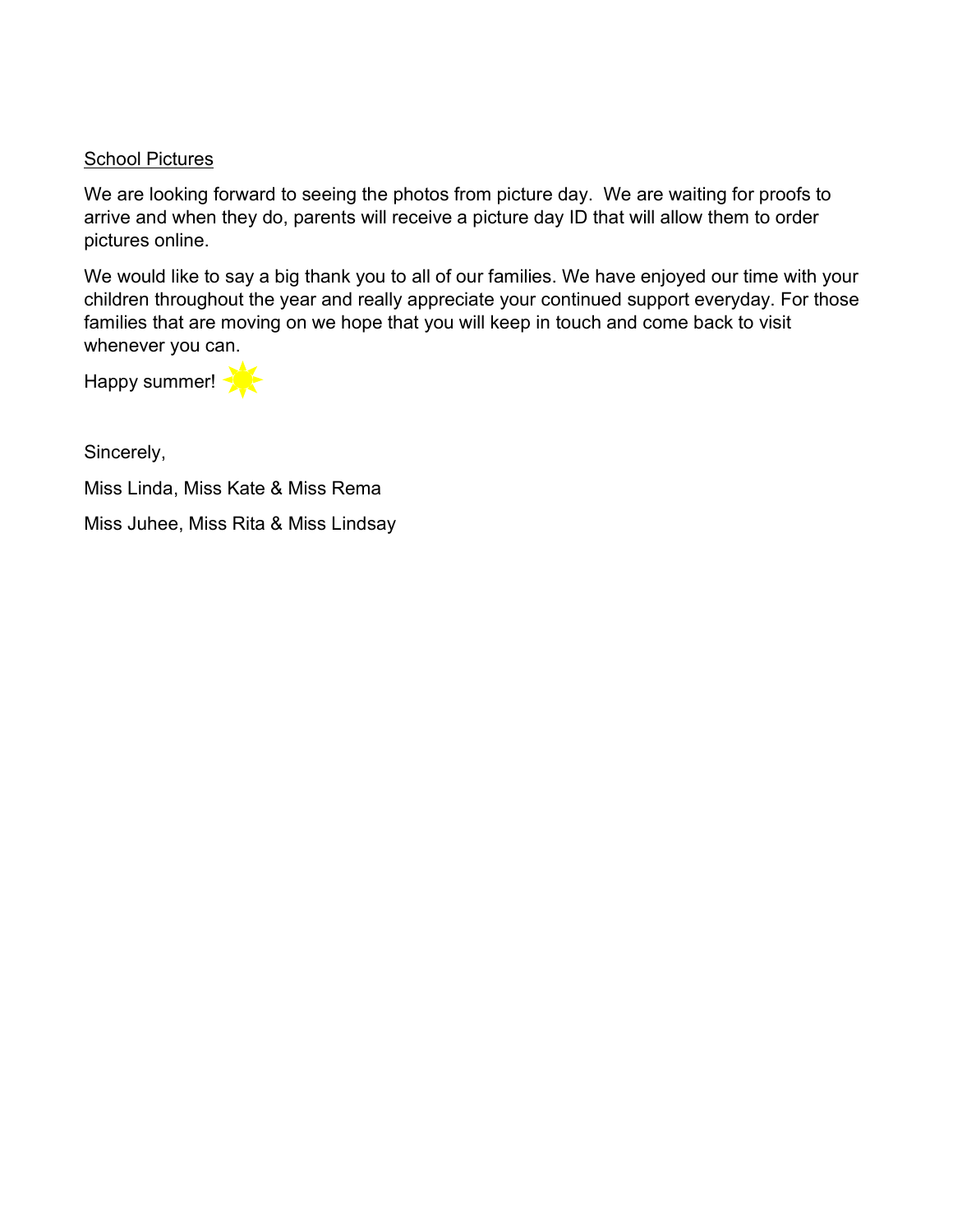School Pictures

We are looking forward to seeing the photos from picture day. We are waiting for proofs to arrive and when they do, parents will receive a picture day ID that will allow them to order pictures online.

We would like to say a big thank you to all of our families. We have enjoyed our time with your children throughout the year and really appreciate your continued support everyday. For those families that are moving on we hope that you will keep in touch and come back to visit whenever you can.

Happy summer!

Sincerely,

Miss Linda, Miss Kate & Miss Rema

Miss Juhee, Miss Rita & Miss Lindsay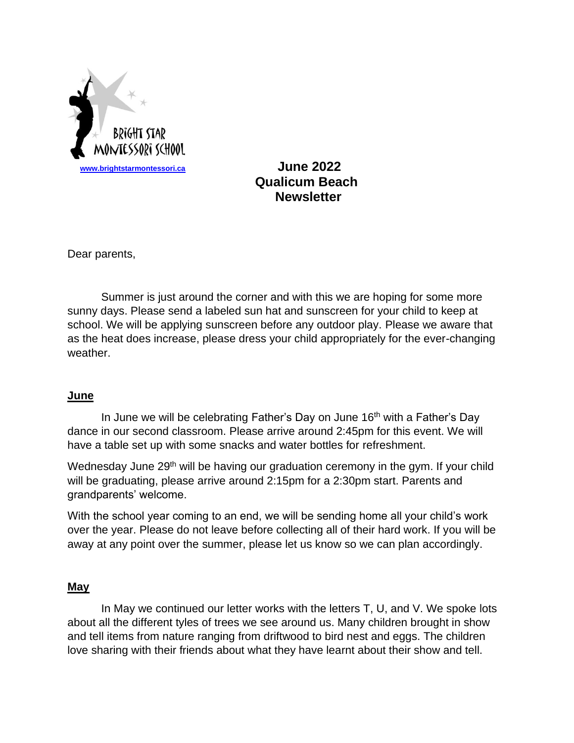BRIGHT STAR MONTESSORI SCHOOL

www.brightstarmontessori.ca

**June 2022**
**Qualicum Beach**
**Newsletter**

Dear parents,

Summer is just around the corner and with this we are hoping for some more sunny days. Please send a labeled sun hat and sunscreen for your child to keep at school. We will be applying sunscreen before any outdoor play. Please we aware that as the heat does increase, please dress your child appropriately for the ever-changing weather.

## June

In June we will be celebrating Father's Day on June 16th with a Father's Day dance in our second classroom. Please arrive around 2:45pm for this event. We will have a table set up with some snacks and water bottles for refreshment.

Wednesday June 29th will be having our graduation ceremony in the gym. If your child will be graduating, please arrive around 2:15pm for a 2:30pm start. Parents and grandparents' welcome.

With the school year coming to an end, we will be sending home all your child's work over the year. Please do not leave before collecting all of their hard work. If you will be away at any point over the summer, please let us know so we can plan accordingly.

## May

In May we continued our letter works with the letters T, U, and V. We spoke lots about all the different tyles of trees we see around us. Many children brought in show and tell items from nature ranging from driftwood to bird nest and eggs. The children love sharing with their friends about what they have learnt about their show and tell.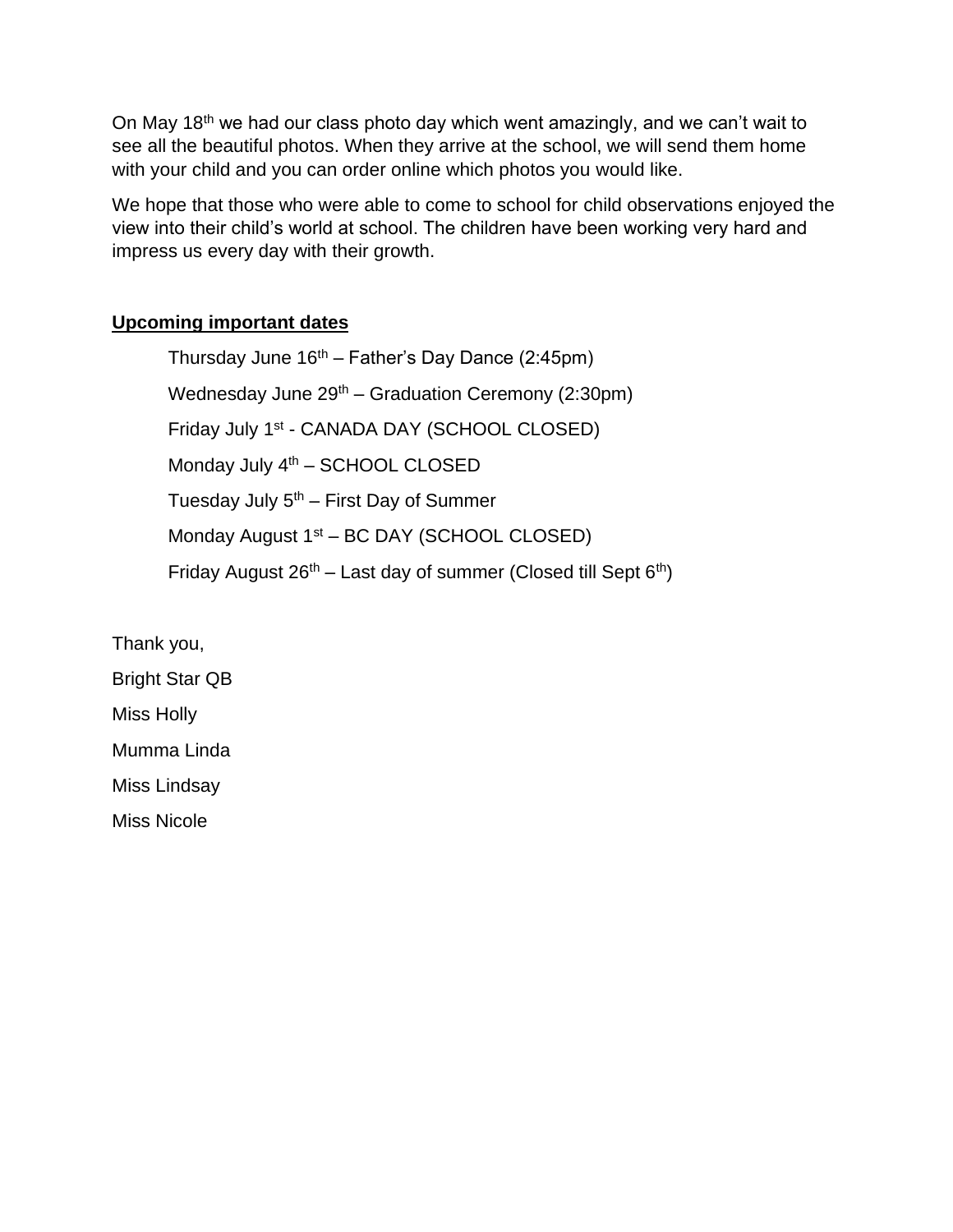On May 18th we had our class photo day which went amazingly, and we can't wait to see all the beautiful photos. When they arrive at the school, we will send them home with your child and you can order online which photos you would like.

We hope that those who were able to come to school for child observations enjoyed the view into their child's world at school. The children have been working very hard and impress us every day with their growth.

**Upcoming important dates**

Thursday June 16th – Father's Day Dance (2:45pm)

Wednesday June 29th – Graduation Ceremony (2:30pm)

Friday July 1st - CANADA DAY (SCHOOL CLOSED)

Monday July 4th – SCHOOL CLOSED

Tuesday July 5th – First Day of Summer

Monday August 1st – BC DAY (SCHOOL CLOSED)

Friday August 26th – Last day of summer (Closed till Sept 6th)

Thank you,

Bright Star QB

Miss Holly

Mumma Linda

Miss Lindsay

Miss Nicole